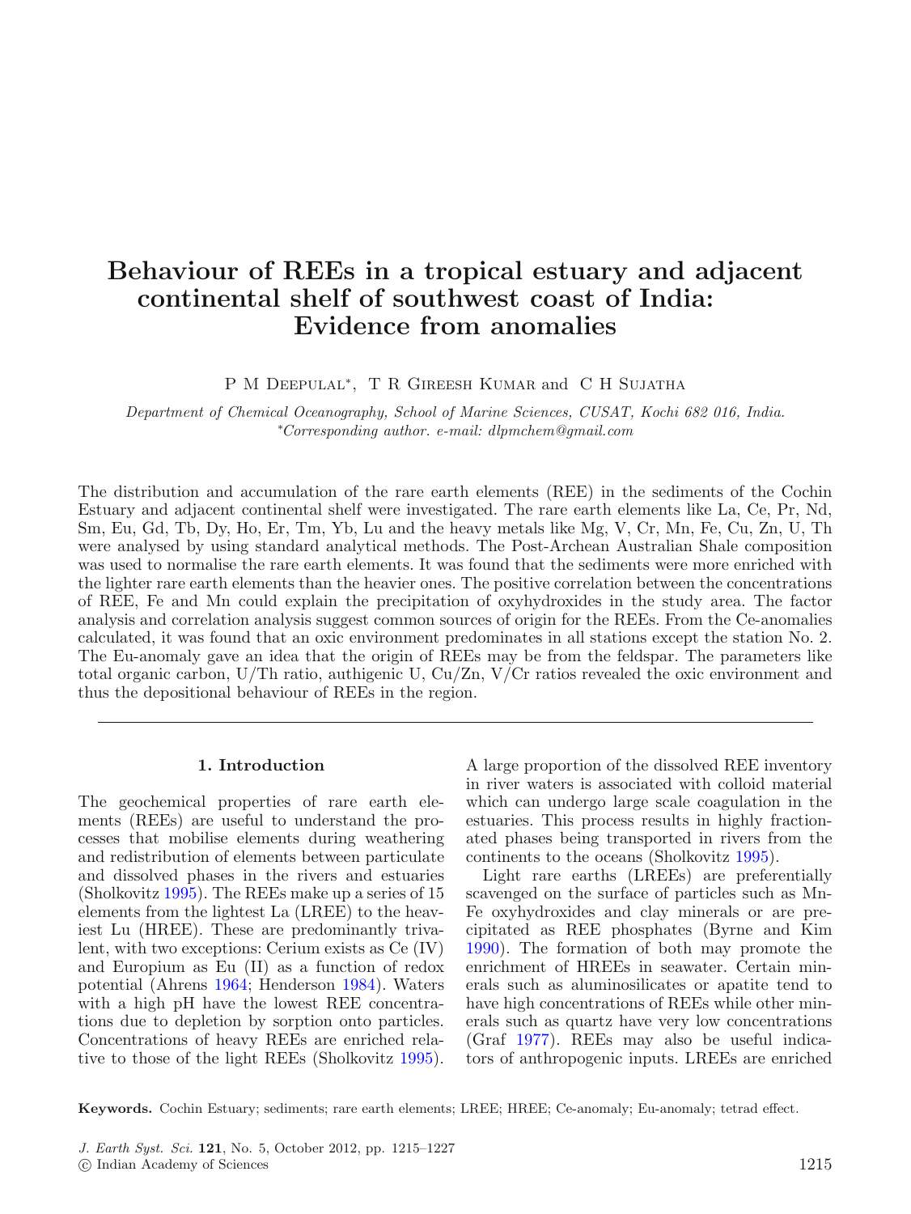# Behaviour of REEs in a tropical estuary and adjacent continental shelf of southwest coast of India: Evidence from anomalies

P M Deepulal*, T R Gireesh Kumar and C H Sujatha

*Department of Chemical Oceanography, School of Marine Sciences, CUSAT, Kochi 682 016, India.*
*\*Corresponding author. e-mail: dlpmchem@gmail.com*

The distribution and accumulation of the rare earth elements (REE) in the sediments of the Cochin Estuary and adjacent continental shelf were investigated. The rare earth elements like La, Ce, Pr, Nd, Sm, Eu, Gd, Tb, Dy, Ho, Er, Tm, Yb, Lu and the heavy metals like Mg, V, Cr, Mn, Fe, Cu, Zn, U, Th were analysed by using standard analytical methods. The Post-Archean Australian Shale composition was used to normalise the rare earth elements. It was found that the sediments were more enriched with the lighter rare earth elements than the heavier ones. The positive correlation between the concentrations of REE, Fe and Mn could explain the precipitation of oxyhydroxides in the study area. The factor analysis and correlation analysis suggest common sources of origin for the REEs. From the Ce-anomalies calculated, it was found that an oxic environment predominates in all stations except the station No. 2. The Eu-anomaly gave an idea that the origin of REEs may be from the feldspar. The parameters like total organic carbon, U/Th ratio, authigenic U, Cu/Zn, V/Cr ratios revealed the oxic environment and thus the depositional behaviour of REEs in the region.

## 1. Introduction

The geochemical properties of rare earth elements (REEs) are useful to understand the processes that mobilise elements during weathering and redistribution of elements between particulate and dissolved phases in the rivers and estuaries (Sholkovitz 1995). The REEs make up a series of 15 elements from the lightest La (LREE) to the heaviest Lu (HREE). These are predominantly trivalent, with two exceptions: Cerium exists as Ce (IV) and Europium as Eu (II) as a function of redox potential (Ahrens 1964; Henderson 1984). Waters with a high pH have the lowest REE concentrations due to depletion by sorption onto particles. Concentrations of heavy REEs are enriched relative to those of the light REEs (Sholkovitz 1995). A large proportion of the dissolved REE inventory in river waters is associated with colloid material which can undergo large scale coagulation in the estuaries. This process results in highly fractionated phases being transported in rivers from the continents to the oceans (Sholkovitz 1995).

Light rare earths (LREEs) are preferentially scavenged on the surface of particles such as Mn-Fe oxyhydroxides and clay minerals or are precipitated as REE phosphates (Byrne and Kim 1990). The formation of both may promote the enrichment of HREEs in seawater. Certain minerals such as aluminosilicates or apatite tend to have high concentrations of REEs while other minerals such as quartz have very low concentrations (Graf 1977). REEs may also be useful indicators of anthropogenic inputs. LREEs are enriched

**Keywords.** Cochin Estuary; sediments; rare earth elements; LREE; HREE; Ce-anomaly; Eu-anomaly; tetrad effect.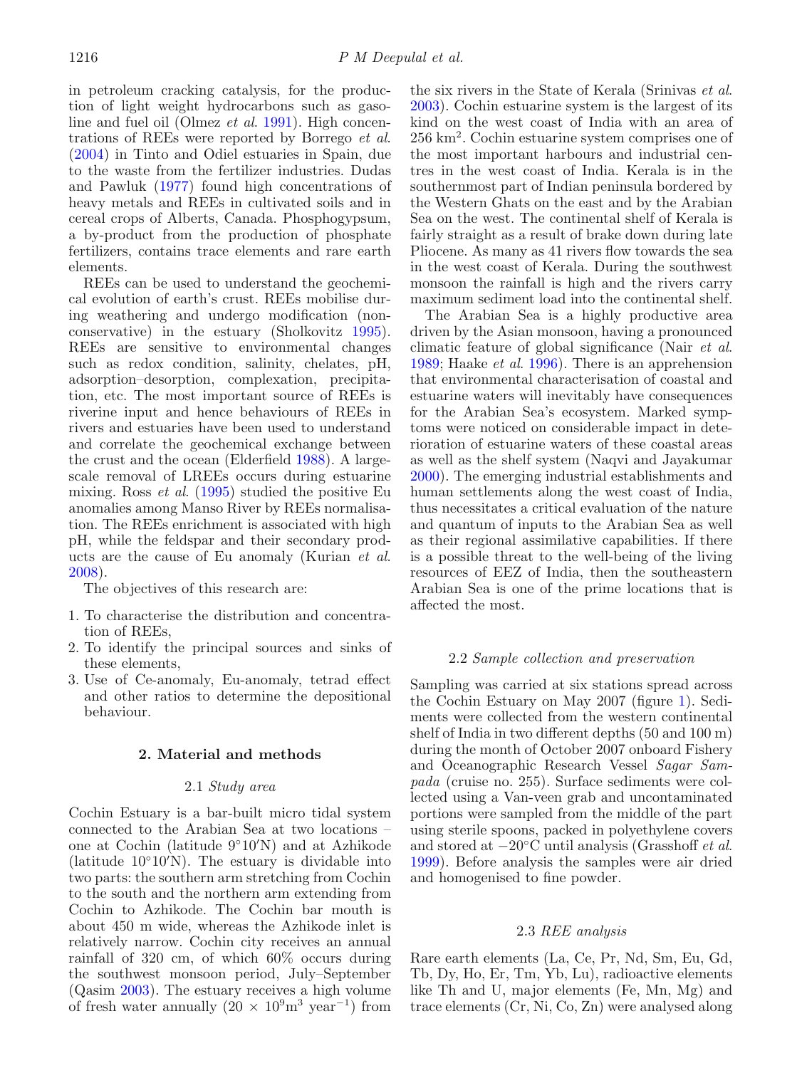in petroleum cracking catalysis, for the production of light weight hydrocarbons such as gasoline and fuel oil (Olmez *et al.* 1991). High concentrations of REEs were reported by Borrego *et al.* (2004) in Tinto and Odiel estuaries in Spain, due to the waste from the fertilizer industries. Dudas and Pawluk (1977) found high concentrations of heavy metals and REEs in cultivated soils and in cereal crops of Alberts, Canada. Phosphogypsum, a by-product from the production of phosphate fertilizers, contains trace elements and rare earth elements.

REEs can be used to understand the geochemical evolution of earth's crust. REEs mobilise during weathering and undergo modification (non-conservative) in the estuary (Sholkovitz 1995). REEs are sensitive to environmental changes such as redox condition, salinity, chelates, pH, adsorption–desorption, complexation, precipitation, etc. The most important source of REEs is riverine input and hence behaviours of REEs in rivers and estuaries have been used to understand and correlate the geochemical exchange between the crust and the ocean (Elderfield 1988). A large-scale removal of LREEs occurs during estuarine mixing. Ross *et al.* (1995) studied the positive Eu anomalies among Manso River by REEs normalisation. The REEs enrichment is associated with high pH, while the feldspar and their secondary products are the cause of Eu anomaly (Kurian *et al.* 2008).

The objectives of this research are:

1. To characterise the distribution and concentration of REEs,
2. To identify the principal sources and sinks of these elements,
3. Use of Ce-anomaly, Eu-anomaly, tetrad effect and other ratios to determine the depositional behaviour.

## 2. Material and methods

### 2.1 *Study area*

Cochin Estuary is a bar-built micro tidal system connected to the Arabian Sea at two locations – one at Cochin (latitude 9°10′N) and at Azhikode (latitude 10°10′N). The estuary is dividable into two parts: the southern arm stretching from Cochin to the south and the northern arm extending from Cochin to Azhikode. The Cochin bar mouth is about 450 m wide, whereas the Azhikode inlet is relatively narrow. Cochin city receives an annual rainfall of 320 cm, of which 60% occurs during the southwest monsoon period, July–September (Qasim 2003). The estuary receives a high volume of fresh water annually ($20 \times 10^9 m^3 \ year^{-1}$) from the six rivers in the State of Kerala (Srinivas *et al.* 2003). Cochin estuarine system is the largest of its kind on the west coast of India with an area of 256 $km^2$. Cochin estuarine system comprises one of the most important harbours and industrial centres in the west coast of India. Kerala is in the southernmost part of Indian peninsula bordered by the Western Ghats on the east and by the Arabian Sea on the west. The continental shelf of Kerala is fairly straight as a result of brake down during late Pliocene. As many as 41 rivers flow towards the sea in the west coast of Kerala. During the southwest monsoon the rainfall is high and the rivers carry maximum sediment load into the continental shelf.

The Arabian Sea is a highly productive area driven by the Asian monsoon, having a pronounced climatic feature of global significance (Nair *et al.* 1989; Haake *et al.* 1996). There is an apprehension that environmental characterisation of coastal and estuarine waters will inevitably have consequences for the Arabian Sea's ecosystem. Marked symptoms were noticed on considerable impact in deterioration of estuarine waters of these coastal areas as well as the shelf system (Naqvi and Jayakumar 2000). The emerging industrial establishments and human settlements along the west coast of India, thus necessitates a critical evaluation of the nature and quantum of inputs to the Arabian Sea as well as their regional assimilative capabilities. If there is a possible threat to the well-being of the living resources of EEZ of India, then the southeastern Arabian Sea is one of the prime locations that is affected the most.

### 2.2 *Sample collection and preservation*

Sampling was carried at six stations spread across the Cochin Estuary on May 2007 (figure 1). Sediments were collected from the western continental shelf of India in two different depths (50 and 100 m) during the month of October 2007 onboard Fishery and Oceanographic Research Vessel *Sagar Sampada* (cruise no. 255). Surface sediments were collected using a Van-veen grab and uncontaminated portions were sampled from the middle of the part using sterile spoons, packed in polyethylene covers and stored at −20°C until analysis (Grasshoff *et al.* 1999). Before analysis the samples were air dried and homogenised to fine powder.

### 2.3 *REE analysis*

Rare earth elements (La, Ce, Pr, Nd, Sm, Eu, Gd, Tb, Dy, Ho, Er, Tm, Yb, Lu), radioactive elements like Th and U, major elements (Fe, Mn, Mg) and trace elements (Cr, Ni, Co, Zn) were analysed along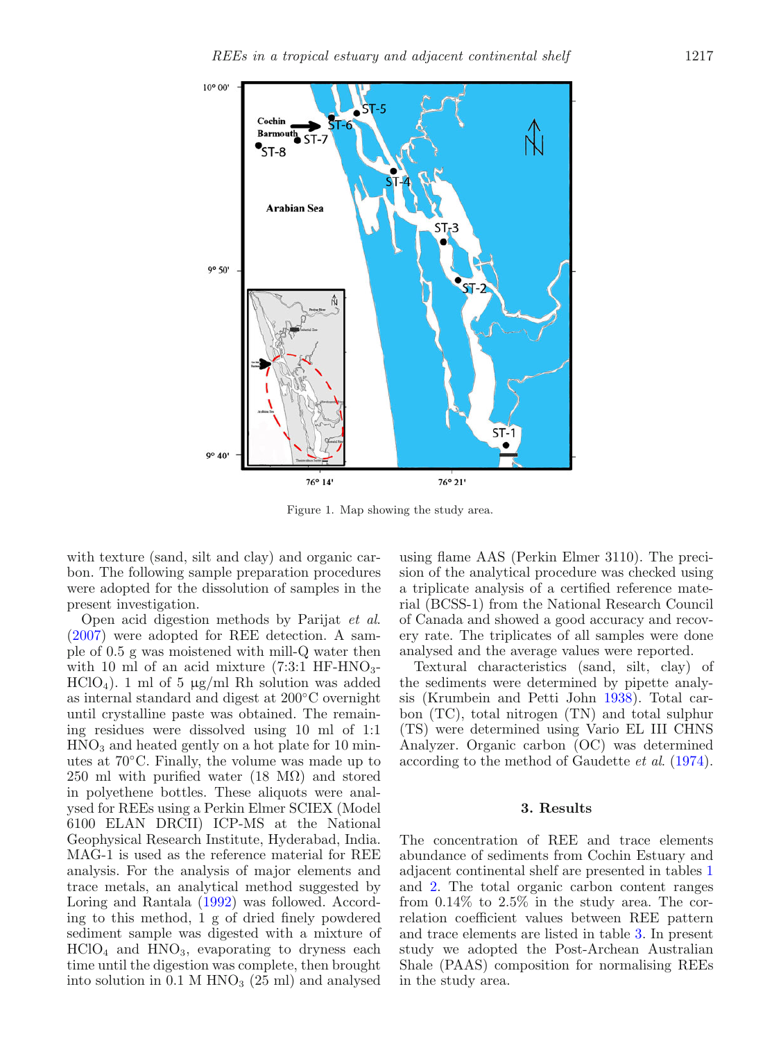Figure 1. Map showing the study area.

with texture (sand, silt and clay) and organic carbon. The following sample preparation procedures were adopted for the dissolution of samples in the present investigation.

Open acid digestion methods by Parijat *et al.* (2007) were adopted for REE detection. A sample of 0.5 g was moistened with mill-Q water then with 10 ml of an acid mixture (7:3:1 HF-$HNO_3$-$HClO_4$). 1 ml of 5 μg/ml Rh solution was added as internal standard and digest at 200°C overnight until crystalline paste was obtained. The remaining residues were dissolved using 10 ml of 1:1 $HNO_3$ and heated gently on a hot plate for 10 minutes at 70°C. Finally, the volume was made up to 250 ml with purified water (18 MΩ) and stored in polyethene bottles. These aliquots were analysed for REEs using a Perkin Elmer SCIEX (Model 6100 ELAN DRCII) ICP-MS at the National Geophysical Research Institute, Hyderabad, India. MAG-1 is used as the reference material for REE analysis. For the analysis of major elements and trace metals, an analytical method suggested by Loring and Rantala (1992) was followed. According to this method, 1 g of dried finely powdered sediment sample was digested with a mixture of $HClO_4$ and $HNO_3$, evaporating to dryness each time until the digestion was complete, then brought into solution in 0.1 M $HNO_3$ (25 ml) and analysed using flame AAS (Perkin Elmer 3110). The precision of the analytical procedure was checked using a triplicate analysis of a certified reference material (BCSS-1) from the National Research Council of Canada and showed a good accuracy and recovery rate. The triplicates of all samples were done analysed and the average values were reported.

Textural characteristics (sand, silt, clay) of the sediments were determined by pipette analysis (Krumbein and Petti John 1938). Total carbon (TC), total nitrogen (TN) and total sulphur (TS) were determined using Vario EL III CHNS Analyzer. Organic carbon (OC) was determined according to the method of Gaudette *et al.* (1974).

## 3. Results

The concentration of REE and trace elements abundance of sediments from Cochin Estuary and adjacent continental shelf are presented in tables 1 and 2. The total organic carbon content ranges from 0.14% to 2.5% in the study area. The correlation coefficient values between REE pattern and trace elements are listed in table 3. In present study we adopted the Post-Archean Australian Shale (PAAS) composition for normalising REEs in the study area.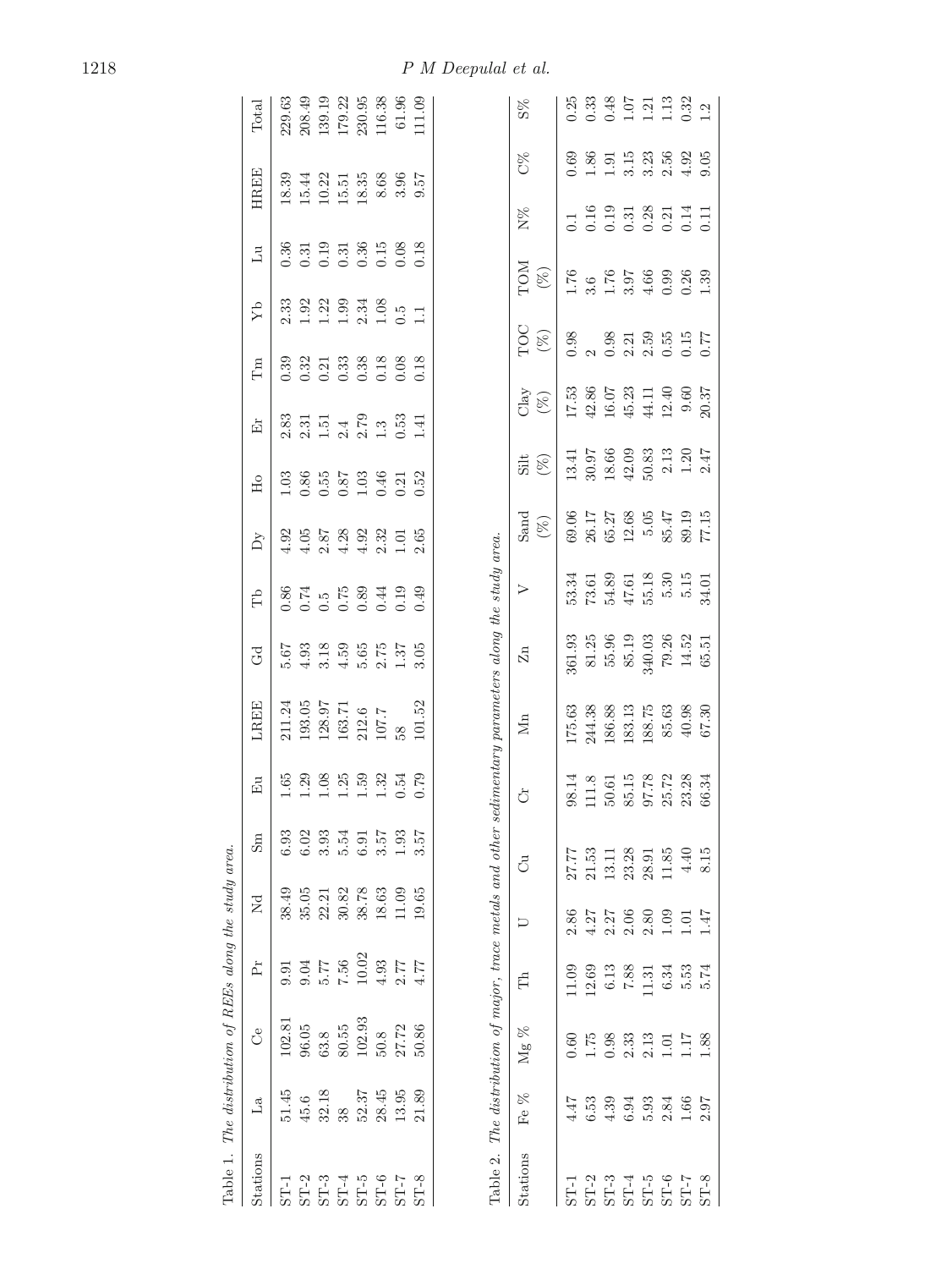Table 1. *The distribution of REEs along the study area.*

| Stations | La | Ce | Pr | Nd | Sm | Eu | LREE | Gd | Tb | Dy | Ho | Er | Tm | Yb | Lu | HREE | Total |
|---|---|---|---|---|---|---|---|---|---|---|---|---|---|---|---|---|---|
| ST-1 | 51.45 | 102.81 | 9.91 | 38.49 | 6.93 | 1.65 | 211.24 | 5.67 | 0.86 | 4.92 | 1.03 | 2.83 | 0.39 | 2.33 | 0.36 | 18.39 | 229.63 |
| ST-2 | 45.6 | 96.05 | 9.04 | 35.05 | 6.02 | 1.29 | 193.05 | 4.93 | 0.74 | 4.05 | 0.86 | 2.31 | 0.32 | 1.92 | 0.31 | 15.44 | 208.49 |
| ST-3 | 32.18 | 63.8 | 5.77 | 22.21 | 3.93 | 1.08 | 128.97 | 3.18 | 0.5 | 2.87 | 0.55 | 1.51 | 0.21 | 1.22 | 0.19 | 10.22 | 139.19 |
| ST-4 | 38 | 80.55 | 7.56 | 30.82 | 5.54 | 1.25 | 163.71 | 4.59 | 0.75 | 4.28 | 0.87 | 2.4 | 0.33 | 1.99 | 0.31 | 15.51 | 179.22 |
| ST-5 | 52.37 | 102.93 | 10.02 | 38.78 | 6.91 | 1.59 | 212.6 | 5.65 | 0.89 | 4.92 | 1.03 | 2.79 | 0.38 | 2.34 | 0.36 | 18.35 | 230.95 |
| ST-6 | 28.45 | 50.8 | 4.93 | 18.63 | 3.57 | 1.32 | 107.7 | 2.75 | 0.44 | 2.32 | 0.46 | 1.3 | 0.18 | 1.08 | 0.15 | 8.68 | 116.38 |
| ST-7 | 13.95 | 27.72 | 2.77 | 11.09 | 1.93 | 0.54 | 58 | 1.37 | 0.19 | 1.01 | 0.21 | 0.53 | 0.08 | 0.5 | 0.08 | 3.96 | 61.96 |
| ST-8 | 21.89 | 50.86 | 4.77 | 19.65 | 3.57 | 0.79 | 101.52 | 3.05 | 0.49 | 2.65 | 0.52 | 1.41 | 0.18 | 1.1 | 0.18 | 9.57 | 111.09 |

Table 2. *The distribution of major, trace metals and other sedimentary parameters along the study area.*

| Stations | Fe % | Mg % | Th | U | Cu | Cr | Mn | Zn | V | Sand (%) | Silt (%) | Clay (%) | TOC (%) | TOM (%) | N% | C% | S% |
|---|---|---|---|---|---|---|---|---|---|---|---|---|---|---|---|---|---|
| ST-1 | 4.47 | 0.60 | 11.09 | 2.86 | 27.77 | 98.14 | 175.63 | 361.93 | 53.34 | 69.06 | 13.41 | 17.53 | 0.98 | 1.76 | 0.1 | 0.69 | 0.25 |
| ST-2 | 6.53 | 1.75 | 12.69 | 4.27 | 21.53 | 111.8 | 244.38 | 81.25 | 73.61 | 26.17 | 30.97 | 42.86 | 2 | 3.6 | 0.16 | 1.86 | 0.33 |
| ST-3 | 4.39 | 0.98 | 6.13 | 2.27 | 13.11 | 50.61 | 186.88 | 55.96 | 54.89 | 65.27 | 18.66 | 16.07 | 0.98 | 1.76 | 0.19 | 1.91 | 0.48 |
| ST-4 | 6.94 | 2.33 | 7.88 | 2.06 | 23.28 | 85.15 | 183.13 | 85.19 | 47.61 | 12.68 | 42.09 | 45.23 | 2.21 | 3.97 | 0.31 | 3.15 | 1.07 |
| ST-5 | 5.93 | 2.13 | 11.31 | 2.80 | 28.91 | 97.78 | 188.75 | 340.03 | 55.18 | 5.05 | 50.83 | 44.11 | 2.59 | 4.66 | 0.28 | 3.23 | 1.21 |
| ST-6 | 2.84 | 1.01 | 6.34 | 1.09 | 11.85 | 25.72 | 85.63 | 79.26 | 5.30 | 85.47 | 2.13 | 12.40 | 0.55 | 0.99 | 0.21 | 2.56 | 1.13 |
| ST-7 | 1.66 | 1.17 | 5.53 | 1.01 | 4.40 | 23.28 | 40.98 | 14.52 | 5.15 | 89.19 | 1.20 | 9.60 | 0.15 | 0.26 | 0.14 | 4.92 | 0.32 |
| ST-8 | 2.97 | 1.88 | 5.74 | 1.47 | 8.15 | 66.34 | 67.30 | 65.51 | 34.01 | 77.15 | 2.47 | 20.37 | 0.77 | 1.39 | 0.11 | 9.05 | 1.2 |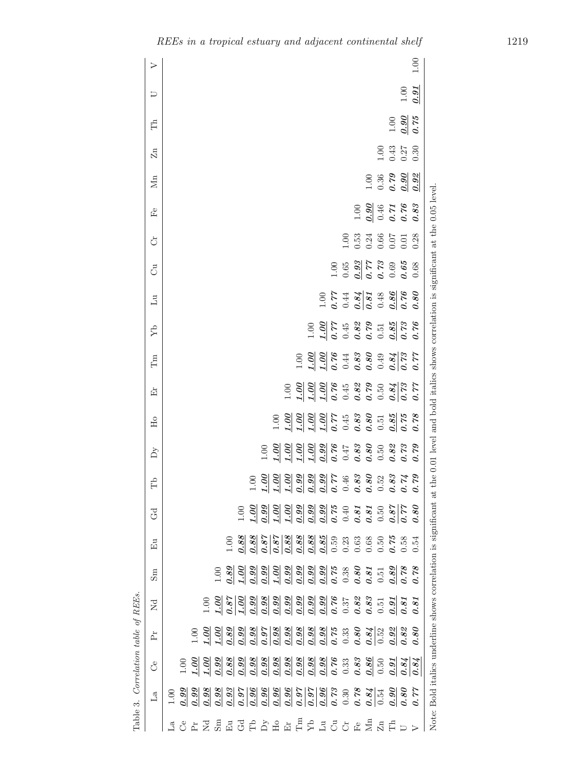Table 3. *Correlation table of REEs.*

| | La | Ce | Pr | Nd | Sm | Eu | Gd | Tb | Dy | Ho | Er | Tm | Yb | Lu | Cu | Cr | Fe | Mn | Zn | Th | U | V |
|---|---|---|---|---|---|---|---|---|---|---|---|---|---|---|---|---|---|---|---|---|---|---|
| La | 1.00 | | | | | | | | | | | | | | | | | | | | | |
| Ce | <u>***0.99***</u> | 1.00 | | | | | | | | | | | | | | | | | | | | |
| Pr | <u>***0.99***</u> | <u>***1.00***</u> | 1.00 | | | | | | | | | | | | | | | | | | | |
| Nd | <u>***0.98***</u> | <u>***1.00***</u> | <u>***1.00***</u> | 1.00 | | | | | | | | | | | | | | | | | | |
| Sm | <u>***0.98***</u> | <u>***0.99***</u> | <u>***1.00***</u> | <u>***1.00***</u> | 1.00 | | | | | | | | | | | | | | | | | |
| Eu | <u>***0.93***</u> | <u>***0.88***</u> | <u>***0.89***</u> | <u>***0.87***</u> | <u>***0.89***</u> | 1.00 | | | | | | | | | | | | | | | | |
| Gd | <u>***0.97***</u> | <u>***0.99***</u> | <u>***0.99***</u> | <u>***1.00***</u> | <u>***1.00***</u> | <u>***0.88***</u> | 1.00 | | | | | | | | | | | | | | | |
| Tb | <u>***0.96***</u> | <u>***0.98***</u> | <u>***0.98***</u> | <u>***0.99***</u> | <u>***0.99***</u> | <u>***0.88***</u> | <u>***1.00***</u> | 1.00 | | | | | | | | | | | | | | |
| Dy | <u>***0.96***</u> | <u>***0.98***</u> | <u>***0.97***</u> | <u>***0.98***</u> | <u>***0.99***</u> | <u>***0.87***</u> | <u>***0.99***</u> | <u>***1.00***</u> | 1.00 | | | | | | | | | | | | | |
| Ho | <u>***0.96***</u> | <u>***0.98***</u> | <u>***0.98***</u> | <u>***0.99***</u> | <u>***1.00***</u> | <u>***0.87***</u> | <u>***1.00***</u> | <u>***1.00***</u> | <u>***1.00***</u> | 1.00 | | | | | | | | | | | | |
| Er | <u>***0.96***</u> | <u>***0.98***</u> | <u>***0.98***</u> | <u>***0.99***</u> | <u>***0.99***</u> | <u>***0.88***</u> | <u>***1.00***</u> | <u>***1.00***</u> | <u>***1.00***</u> | <u>***1.00***</u> | 1.00 | | | | | | | | | | | |
| Tm | <u>***0.97***</u> | <u>***0.98***</u> | <u>***0.98***</u> | <u>***0.99***</u> | <u>***0.99***</u> | <u>***0.88***</u> | <u>***0.99***</u> | <u>***0.99***</u> | <u>***1.00***</u> | <u>***1.00***</u> | <u>***1.00***</u> | 1.00 | | | | | | | | | | |
| Yb | <u>***0.97***</u> | <u>***0.98***</u> | <u>***0.98***</u> | <u>***0.99***</u> | <u>***0.99***</u> | <u>***0.88***</u> | <u>***0.99***</u> | <u>***0.99***</u> | <u>***1.00***</u> | <u>***1.00***</u> | <u>***1.00***</u> | <u>***1.00***</u> | 1.00 | | | | | | | | | |
| Lu | <u>***0.96***</u> | <u>***0.98***</u> | <u>***0.98***</u> | <u>***0.99***</u> | <u>***0.99***</u> | <u>***0.85***</u> | <u>***0.99***</u> | <u>***0.99***</u> | <u>***0.99***</u> | <u>***1.00***</u> | <u>***1.00***</u> | <u>***1.00***</u> | <u>***1.00***</u> | 1.00 | | | | | | | | |
| Cu | ***0.73*** | ***0.76*** | ***0.75*** | ***0.76*** | ***0.75*** | 0.59 | ***0.75*** | ***0.77*** | ***0.76*** | ***0.77*** | ***0.76*** | ***0.76*** | ***0.77*** | ***0.77*** | 1.00 | | | | | | | |
| Cr | 0.30 | 0.33 | 0.33 | 0.37 | 0.38 | 0.23 | 0.40 | 0.46 | 0.47 | 0.45 | 0.45 | 0.44 | 0.45 | 0.44 | 0.65 | 1.00 | | | | | | |
| Fe | ***0.78*** | ***0.83*** | ***0.80*** | ***0.82*** | ***0.80*** | 0.63 | ***0.81*** | ***0.83*** | ***0.83*** | ***0.83*** | ***0.82*** | ***0.83*** | ***0.82*** | <u>***0.84***</u> | <u>***0.93***</u> | 0.53 | 1.00 | | | | | |
| Mn | <u>***0.84***</u> | <u>***0.86***</u> | <u>***0.84***</u> | ***0.83*** | ***0.81*** | 0.68 | ***0.81*** | ***0.80*** | ***0.80*** | ***0.80*** | ***0.79*** | ***0.80*** | ***0.79*** | <u>***0.81***</u> | ***0.77*** | 0.24 | <u>***0.90***</u> | 1.00 | | | | |
| Zn | <u>0.54</u> | 0.50 | 0.52 | 0.51 | 0.51 | 0.50 | 0.50 | 0.52 | 0.50 | 0.51 | 0.50 | 0.49 | 0.51 | 0.48 | ***0.73*** | 0.66 | 0.46 | 0.36 | 1.00 | | | |
| Th | <u>***0.90***</u> | <u>***0.91***</u> | <u>***0.92***</u> | <u>***0.91***</u> | <u>***0.89***</u> | ***0.75*** | <u>***0.87***</u> | ***0.83*** | ***0.82*** | <u>***0.85***</u> | <u>***0.84***</u> | <u>***0.84***</u> | <u>***0.85***</u> | <u>***0.86***</u> | 0.69 | 0.07 | ***0.71*** | ***0.79*** | 0.43 | 1.00 | | |
| U | <u>***0.80***</u> | <u>***0.84***</u> | <u>***0.82***</u> | ***0.81*** | ***0.78*** | 0.58 | ***0.77*** | ***0.74*** | ***0.73*** | ***0.75*** | ***0.73*** | ***0.73*** | ***0.73*** | ***0.76*** | ***0.65*** | 0.01 | ***0.76*** | <u>***0.90***</u> | 0.27 | <u>***0.90***</u> | 1.00 | |
| V | ***0.77*** | <u>***0.84***</u> | ***0.80*** | ***0.81*** | ***0.78*** | 0.54 | ***0.80*** | ***0.79*** | ***0.79*** | ***0.78*** | ***0.77*** | ***0.77*** | ***0.76*** | ***0.80*** | 0.68 | 0.28 | ***0.83*** | <u>***0.92***</u> | 0.30 | ***0.75*** | <u>***0.91***</u> | 1.00 |

Note: Bold italics underline shows correlation is significant at the 0.01 level and bold italics shows correlation is significant at the 0.05 level.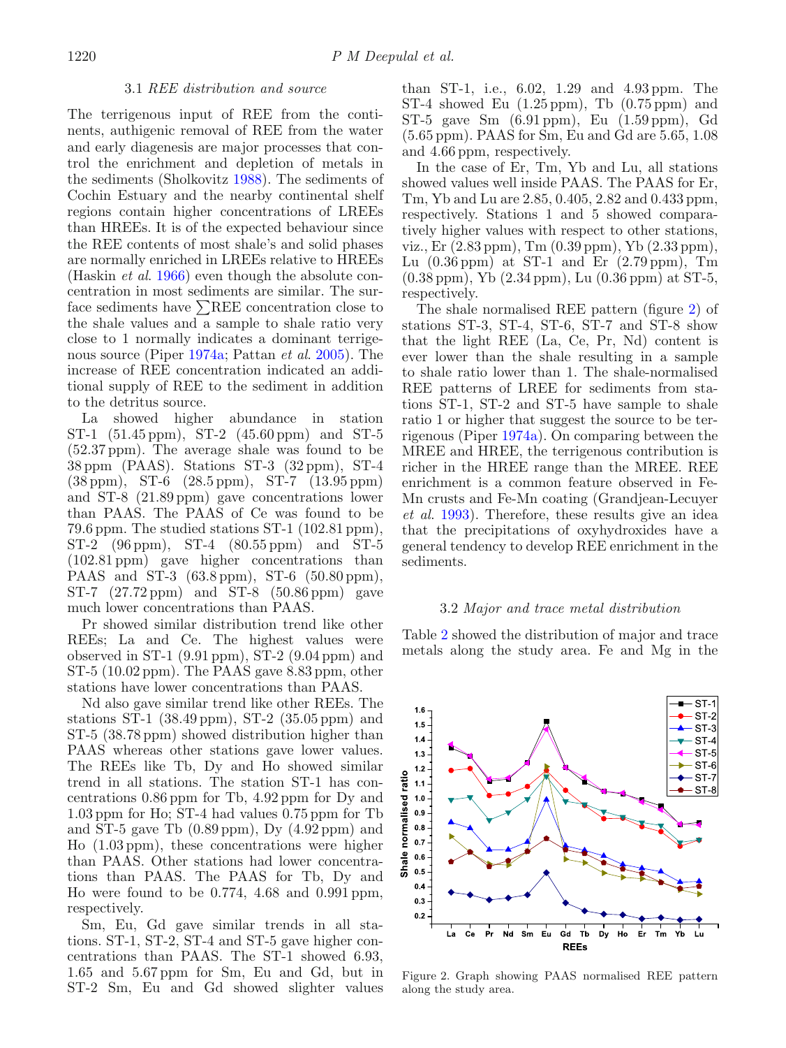### 3.1 *REE distribution and source*

The terrigenous input of REE from the continents, authigenic removal of REE from the water and early diagenesis are major processes that control the enrichment and depletion of metals in the sediments (Sholkovitz 1988). The sediments of Cochin Estuary and the nearby continental shelf regions contain higher concentrations of LREEs than HREEs. It is of the expected behaviour since the REE contents of most shale's and solid phases are normally enriched in LREEs relative to HREEs (Haskin *et al.* 1966) even though the absolute concentration in most sediments are similar. The surface sediments have $\sum$REE concentration close to the shale values and a sample to shale ratio very close to 1 normally indicates a dominant terrigenous source (Piper 1974a; Pattan *et al.* 2005). The increase of REE concentration indicated an additional supply of REE to the sediment in addition to the detritus source.

La showed higher abundance in station ST-1 (51.45 ppm), ST-2 (45.60 ppm) and ST-5 (52.37 ppm). The average shale was found to be 38 ppm (PAAS). Stations ST-3 (32 ppm), ST-4 (38 ppm), ST-6 (28.5 ppm), ST-7 (13.95 ppm) and ST-8 (21.89 ppm) gave concentrations lower than PAAS. The PAAS of Ce was found to be 79.6 ppm. The studied stations ST-1 (102.81 ppm), ST-2 (96 ppm), ST-4 (80.55 ppm) and ST-5 (102.81 ppm) gave higher concentrations than PAAS and ST-3 (63.8 ppm), ST-6 (50.80 ppm), ST-7 (27.72 ppm) and ST-8 (50.86 ppm) gave much lower concentrations than PAAS.

Pr showed similar distribution trend like other REEs; La and Ce. The highest values were observed in ST-1 (9.91 ppm), ST-2 (9.04 ppm) and ST-5 (10.02 ppm). The PAAS gave 8.83 ppm, other stations have lower concentrations than PAAS.

Nd also gave similar trend like other REEs. The stations ST-1 (38.49 ppm), ST-2 (35.05 ppm) and ST-5 (38.78 ppm) showed distribution higher than PAAS whereas other stations gave lower values. The REEs like Tb, Dy and Ho showed similar trend in all stations. The station ST-1 has concentrations 0.86 ppm for Tb, 4.92 ppm for Dy and 1.03 ppm for Ho; ST-4 had values 0.75 ppm for Tb and ST-5 gave Tb (0.89 ppm), Dy (4.92 ppm) and Ho (1.03 ppm), these concentrations were higher than PAAS. Other stations had lower concentrations than PAAS. The PAAS for Tb, Dy and Ho were found to be 0.774, 4.68 and 0.991 ppm, respectively.

Sm, Eu, Gd gave similar trends in all stations. ST-1, ST-2, ST-4 and ST-5 gave higher concentrations than PAAS. The ST-1 showed 6.93, 1.65 and 5.67 ppm for Sm, Eu and Gd, but in ST-2 Sm, Eu and Gd showed slighter values than ST-1, i.e., 6.02, 1.29 and 4.93 ppm. The ST-4 showed Eu (1.25 ppm), Tb (0.75 ppm) and ST-5 gave Sm (6.91 ppm), Eu (1.59 ppm), Gd (5.65 ppm). PAAS for Sm, Eu and Gd are 5.65, 1.08 and 4.66 ppm, respectively.

In the case of Er, Tm, Yb and Lu, all stations showed values well inside PAAS. The PAAS for Er, Tm, Yb and Lu are 2.85, 0.405, 2.82 and 0.433 ppm, respectively. Stations 1 and 5 showed comparatively higher values with respect to other stations, viz., Er (2.83 ppm), Tm (0.39 ppm), Yb (2.33 ppm), Lu (0.36 ppm) at ST-1 and Er (2.79 ppm), Tm (0.38 ppm), Yb (2.34 ppm), Lu (0.36 ppm) at ST-5, respectively.

The shale normalised REE pattern (figure 2) of stations ST-3, ST-4, ST-6, ST-7 and ST-8 show that the light REE (La, Ce, Pr, Nd) content is ever lower than the shale resulting in a sample to shale ratio lower than 1. The shale-normalised REE patterns of LREE for sediments from stations ST-1, ST-2 and ST-5 have sample to shale ratio 1 or higher that suggest the source to be terrigenous (Piper 1974a). On comparing between the MREE and HREE, the terrigenous contribution is richer in the HREE range than the MREE. REE enrichment is a common feature observed in Fe-Mn crusts and Fe-Mn coating (Grandjean-Lecuyer *et al.* 1993). Therefore, these results give an idea that the precipitations of oxyhydroxides have a general tendency to develop REE enrichment in the sediments.

### 3.2 *Major and trace metal distribution*

Table 2 showed the distribution of major and trace metals along the study area. Fe and Mg in the

Figure 2. Graph showing PAAS normalised REE pattern along the study area.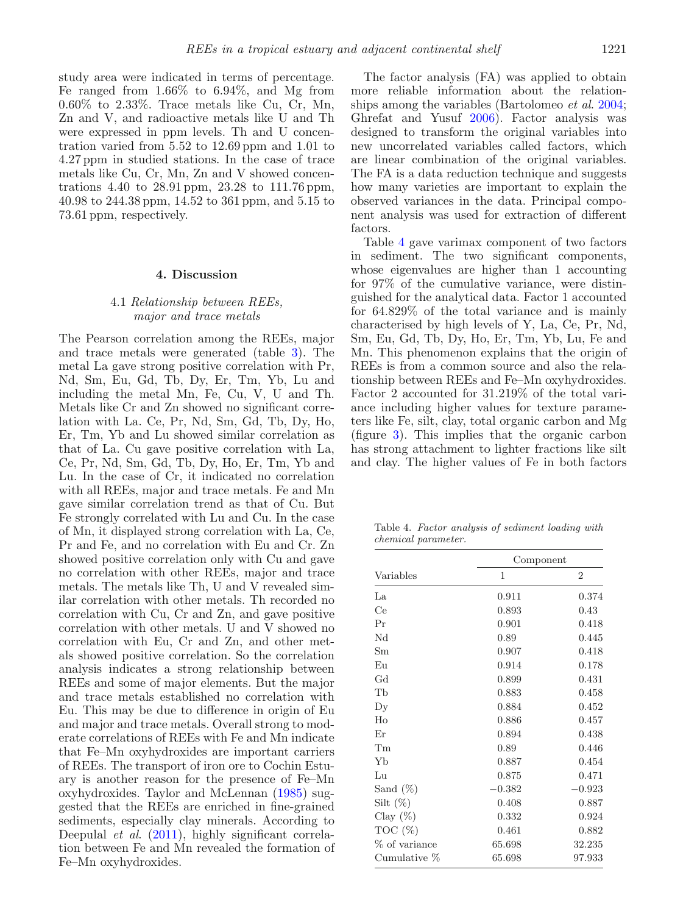study area were indicated in terms of percentage. Fe ranged from 1.66% to 6.94%, and Mg from 0.60% to 2.33%. Trace metals like Cu, Cr, Mn, Zn and V, and radioactive metals like U and Th were expressed in ppm levels. Th and U concentration varied from 5.52 to 12.69 ppm and 1.01 to 4.27 ppm in studied stations. In the case of trace metals like Cu, Cr, Mn, Zn and V showed concentrations 4.40 to 28.91 ppm, 23.28 to 111.76 ppm, 40.98 to 244.38 ppm, 14.52 to 361 ppm, and 5.15 to 73.61 ppm, respectively.

## 4. Discussion

### 4.1 *Relationship between REEs, major and trace metals*

The Pearson correlation among the REEs, major and trace metals were generated (table 3). The metal La gave strong positive correlation with Pr, Nd, Sm, Eu, Gd, Tb, Dy, Er, Tm, Yb, Lu and including the metal Mn, Fe, Cu, V, U and Th. Metals like Cr and Zn showed no significant correlation with La. Ce, Pr, Nd, Sm, Gd, Tb, Dy, Ho, Er, Tm, Yb and Lu showed similar correlation as that of La. Cu gave positive correlation with La, Ce, Pr, Nd, Sm, Gd, Tb, Dy, Ho, Er, Tm, Yb and Lu. In the case of Cr, it indicated no correlation with all REEs, major and trace metals. Fe and Mn gave similar correlation trend as that of Cu. But Fe strongly correlated with Lu and Cu. In the case of Mn, it displayed strong correlation with La, Ce, Pr and Fe, and no correlation with Eu and Cr. Zn showed positive correlation only with Cu and gave no correlation with other REEs, major and trace metals. The metals like Th, U and V revealed similar correlation with other metals. Th recorded no correlation with Cu, Cr and Zn, and gave positive correlation with other metals. U and V showed no correlation with Eu, Cr and Zn, and other metals showed positive correlation. So the correlation analysis indicates a strong relationship between REEs and some of major elements. But the major and trace metals established no correlation with Eu. This may be due to difference in origin of Eu and major and trace metals. Overall strong to moderate correlations of REEs with Fe and Mn indicate that Fe–Mn oxyhydroxides are important carriers of REEs. The transport of iron ore to Cochin Estuary is another reason for the presence of Fe–Mn oxyhydroxides. Taylor and McLennan (1985) suggested that the REEs are enriched in fine-grained sediments, especially clay minerals. According to Deepulal *et al.* (2011), highly significant correlation between Fe and Mn revealed the formation of Fe–Mn oxyhydroxides.

The factor analysis (FA) was applied to obtain more reliable information about the relationships among the variables (Bartolomeo *et al.* 2004; Ghrefat and Yusuf 2006). Factor analysis was designed to transform the original variables into new uncorrelated variables called factors, which are linear combination of the original variables. The FA is a data reduction technique and suggests how many varieties are important to explain the observed variances in the data. Principal component analysis was used for extraction of different factors.

Table 4 gave varimax component of two factors in sediment. The two significant components, whose eigenvalues are higher than 1 accounting for 97% of the cumulative variance, were distinguished for the analytical data. Factor 1 accounted for 64.829% of the total variance and is mainly characterised by high levels of Y, La, Ce, Pr, Nd, Sm, Eu, Gd, Tb, Dy, Ho, Er, Tm, Yb, Lu, Fe and Mn. This phenomenon explains that the origin of REEs is from a common source and also the relationship between REEs and Fe–Mn oxyhydroxides. Factor 2 accounted for 31.219% of the total variance including higher values for texture parameters like Fe, silt, clay, total organic carbon and Mg (figure 3). This implies that the organic carbon has strong attachment to lighter fractions like silt and clay. The higher values of Fe in both factors

Table 4. *Factor analysis of sediment loading with chemical parameter.*

| | Component | |
|---|---|---|
| Variables | 1 | 2 |
| La | 0.911 | 0.374 |
| Ce | 0.893 | 0.43 |
| Pr | 0.901 | 0.418 |
| Nd | 0.89 | 0.445 |
| Sm | 0.907 | 0.418 |
| Eu | 0.914 | 0.178 |
| Gd | 0.899 | 0.431 |
| Tb | 0.883 | 0.458 |
| Dy | 0.884 | 0.452 |
| Ho | 0.886 | 0.457 |
| Er | 0.894 | 0.438 |
| Tm | 0.89 | 0.446 |
| Yb | 0.887 | 0.454 |
| Lu | 0.875 | 0.471 |
| Sand (%) | −0.382 | −0.923 |
| Silt (%) | 0.408 | 0.887 |
| Clay (%) | 0.332 | 0.924 |
| TOC (%) | 0.461 | 0.882 |
| % of variance | 65.698 | 32.235 |
| Cumulative % | 65.698 | 97.933 |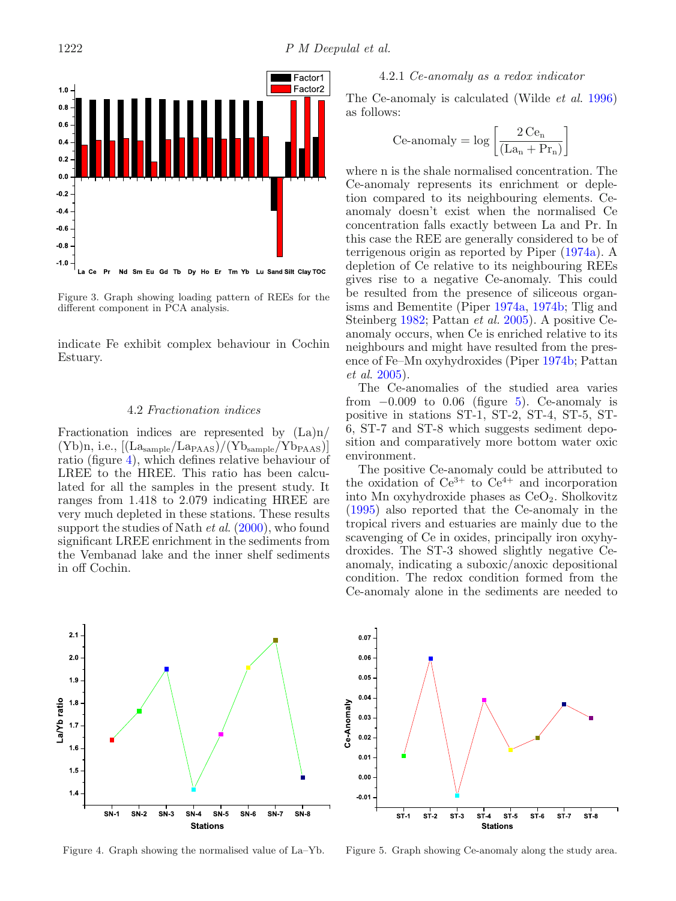Figure 3. Graph showing loading pattern of REEs for the different component in PCA analysis.

indicate Fe exhibit complex behaviour in Cochin Estuary.

### 4.2 *Fractionation indices*

Fractionation indices are represented by (La)n/(Yb)n, i.e., $[(La_{sample}/La_{PAAS})/(Yb_{sample}/Yb_{PAAS})]$ ratio (figure 4), which defines relative behaviour of LREE to the HREE. This ratio has been calculated for all the samples in the present study. It ranges from 1.418 to 2.079 indicating HREE are very much depleted in these stations. These results support the studies of Nath *et al.* (2000), who found significant LREE enrichment in the sediments from the Vembanad lake and the inner shelf sediments in off Cochin.

#### 4.2.1 *Ce-anomaly as a redox indicator*

The Ce-anomaly is calculated (Wilde *et al.* 1996) as follows:

$$\text{Ce-anomaly} = \log\left[\frac{2\,\mathrm{Ce_n}}{(\mathrm{La_n} + \mathrm{Pr_n})}\right]$$

where n is the shale normalised concentration. The Ce-anomaly represents its enrichment or depletion compared to its neighbouring elements. Ce-anomaly doesn't exist when the normalised Ce concentration falls exactly between La and Pr. In this case the REE are generally considered to be of terrigenous origin as reported by Piper (1974a). A depletion of Ce relative to its neighbouring REEs gives rise to a negative Ce-anomaly. This could be resulted from the presence of siliceous organisms and Bementite (Piper 1974a, 1974b; Tlig and Steinberg 1982; Pattan *et al.* 2005). A positive Ce-anomaly occurs, when Ce is enriched relative to its neighbours and might have resulted from the presence of Fe–Mn oxyhydroxides (Piper 1974b; Pattan *et al.* 2005).

The Ce-anomalies of the studied area varies from −0.009 to 0.06 (figure 5). Ce-anomaly is positive in stations ST-1, ST-2, ST-4, ST-5, ST-6, ST-7 and ST-8 which suggests sediment deposition and comparatively more bottom water oxic environment.

The positive Ce-anomaly could be attributed to the oxidation of $Ce^{3+}$ to $Ce^{4+}$ and incorporation into Mn oxyhydroxide phases as $CeO_2$. Sholkovitz (1995) also reported that the Ce-anomaly in the tropical rivers and estuaries are mainly due to the scavenging of Ce in oxides, principally iron oxyhydroxides. The ST-3 showed slightly negative Ce-anomaly, indicating a suboxic/anoxic depositional condition. The redox condition formed from the Ce-anomaly alone in the sediments are needed to

Figure 4. Graph showing the normalised value of La–Yb.

Figure 5. Graph showing Ce-anomaly along the study area.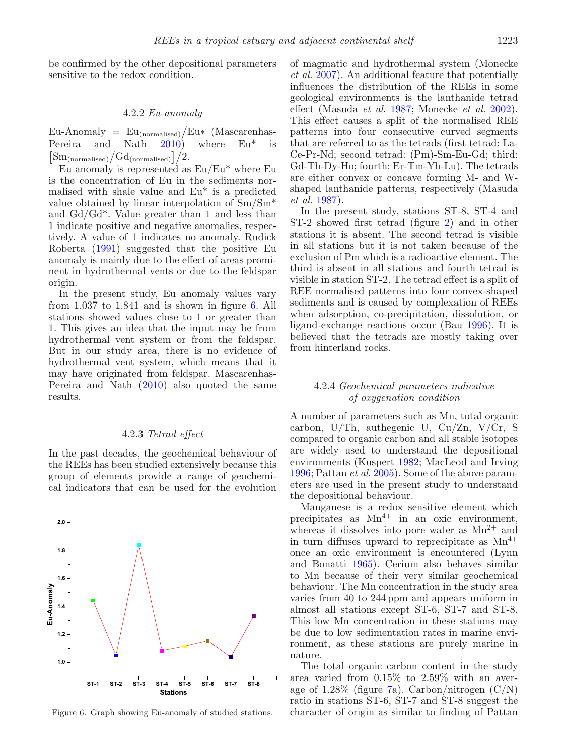be confirmed by the other depositional parameters sensitive to the redox condition.

#### 4.2.2 *Eu-anomaly*

Eu-Anomaly = $\mathrm{Eu}_{(\mathrm{normalised})}/\mathrm{Eu}*$ (Mascarenhas-Pereira and Nath 2010) where Eu* is $\left[\mathrm{Sm}_{(\mathrm{normalised})}/\mathrm{Gd}_{(\mathrm{normalised})}\right]/2$.

Eu anomaly is represented as Eu/Eu* where Eu is the concentration of Eu in the sediments normalised with shale value and Eu* is a predicted value obtained by linear interpolation of Sm/Sm* and Gd/Gd*. Value greater than 1 and less than 1 indicate positive and negative anomalies, respectively. A value of 1 indicates no anomaly. Rudick Roberta (1991) suggested that the positive Eu anomaly is mainly due to the effect of areas prominent in hydrothermal vents or due to the feldspar origin.

In the present study, Eu anomaly values vary from 1.037 to 1.841 and is shown in figure 6. All stations showed values close to 1 or greater than 1. This gives an idea that the input may be from hydrothermal vent system or from the feldspar. But in our study area, there is no evidence of hydrothermal vent system, which means that it may have originated from feldspar. Mascarenhas-Pereira and Nath (2010) also quoted the same results.

Figure 6. Graph showing Eu-anomaly of studied stations.

#### 4.2.3 *Tetrad effect*

In the past decades, the geochemical behaviour of the REEs has been studied extensively because this group of elements provide a range of geochemical indicators that can be used for the evolution of magmatic and hydrothermal system (Monecke *et al*. 2007). An additional feature that potentially influences the distribution of the REEs in some geological environments is the lanthanide tetrad effect (Masuda *et al*. 1987; Monecke *et al*. 2002). This effect causes a split of the normalised REE patterns into four consecutive curved segments that are referred to as the tetrads (first tetrad: La-Ce-Pr-Nd; second tetrad: (Pm)-Sm-Eu-Gd; third: Gd-Tb-Dy-Ho; fourth: Er-Tm-Yb-Lu). The tetrads are either convex or concave forming M- and W-shaped lanthanide patterns, respectively (Masuda *et al*. 1987).

In the present study, stations ST-8, ST-4 and ST-2 showed first tetrad (figure 2) and in other stations it is absent. The second tetrad is visible in all stations but it is not taken because of the exclusion of Pm which is a radioactive element. The third is absent in all stations and fourth tetrad is visible in station ST-2. The tetrad effect is a split of REE normalised patterns into four convex-shaped sediments and is caused by complexation of REEs when adsorption, co-precipitation, dissolution, or ligand-exchange reactions occur (Bau 1996). It is believed that the tetrads are mostly taking over from hinterland rocks.

#### 4.2.4 *Geochemical parameters indicative of oxygenation condition*

A number of parameters such as Mn, total organic carbon, U/Th, authegenic U, Cu/Zn, V/Cr, S compared to organic carbon and all stable isotopes are widely used to understand the depositional environments (Kuspert 1982; MacLeod and Irving 1996; Pattan *et al*. 2005). Some of the above parameters are used in the present study to understand the depositional behaviour.

Manganese is a redox sensitive element which precipitates as $Mn^{4+}$ in an oxic environment, whereas it dissolves into pore water as $Mn^{2+}$ and in turn diffuses upward to reprecipitate as $Mn^{4+}$ once an oxic environment is encountered (Lynn and Bonatti 1965). Cerium also behaves similar to Mn because of their very similar geochemical behaviour. The Mn concentration in the study area varies from 40 to 244 ppm and appears uniform in almost all stations except ST-6, ST-7 and ST-8. This low Mn concentration in these stations may be due to low sedimentation rates in marine environment, as these stations are purely marine in nature.

The total organic carbon content in the study area varied from 0.15% to 2.59% with an average of 1.28% (figure 7a). Carbon/nitrogen (C/N) ratio in stations ST-6, ST-7 and ST-8 suggest the character of origin as similar to finding of Pattan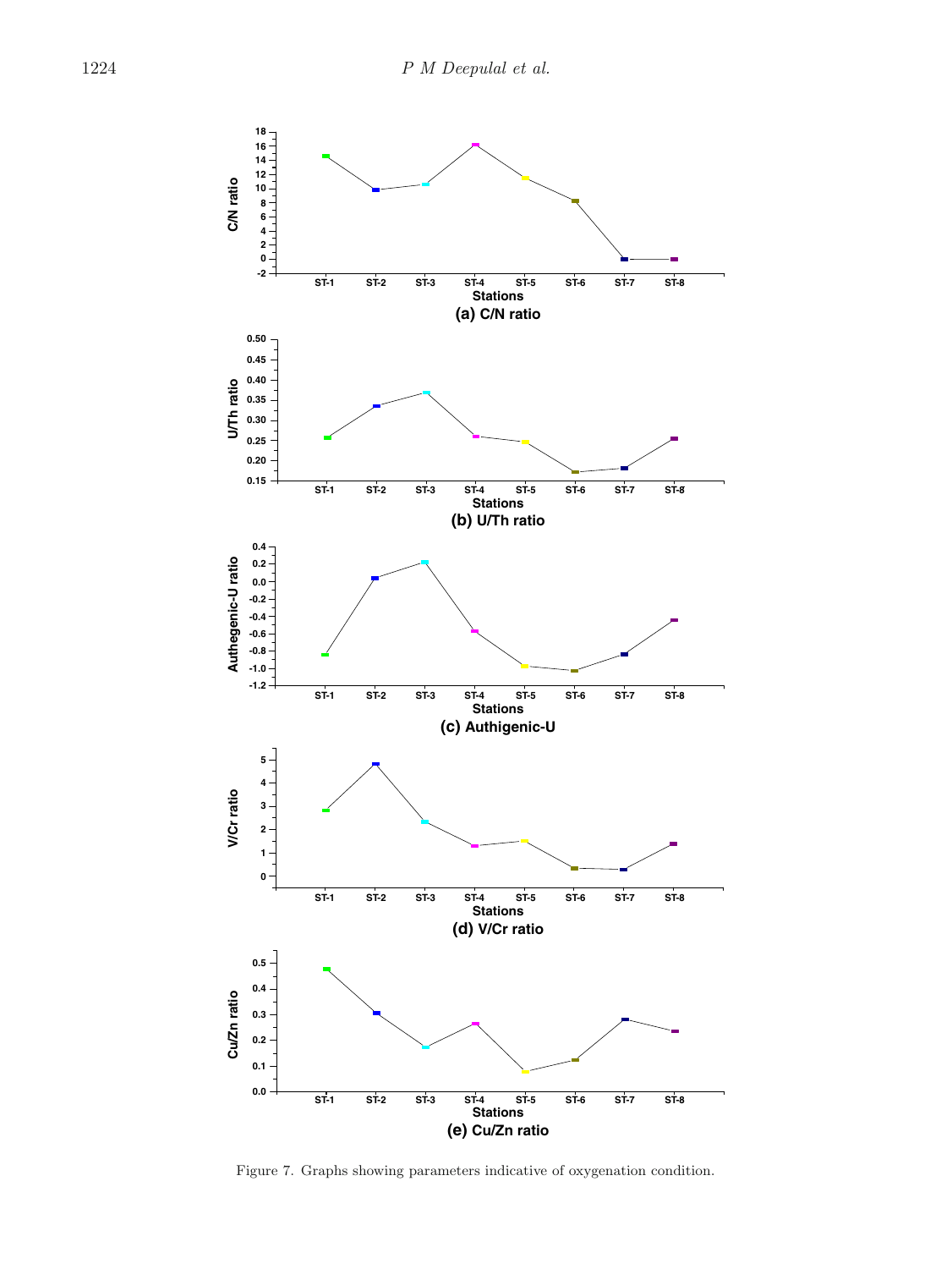Figure 7. Graphs showing parameters indicative of oxygenation condition.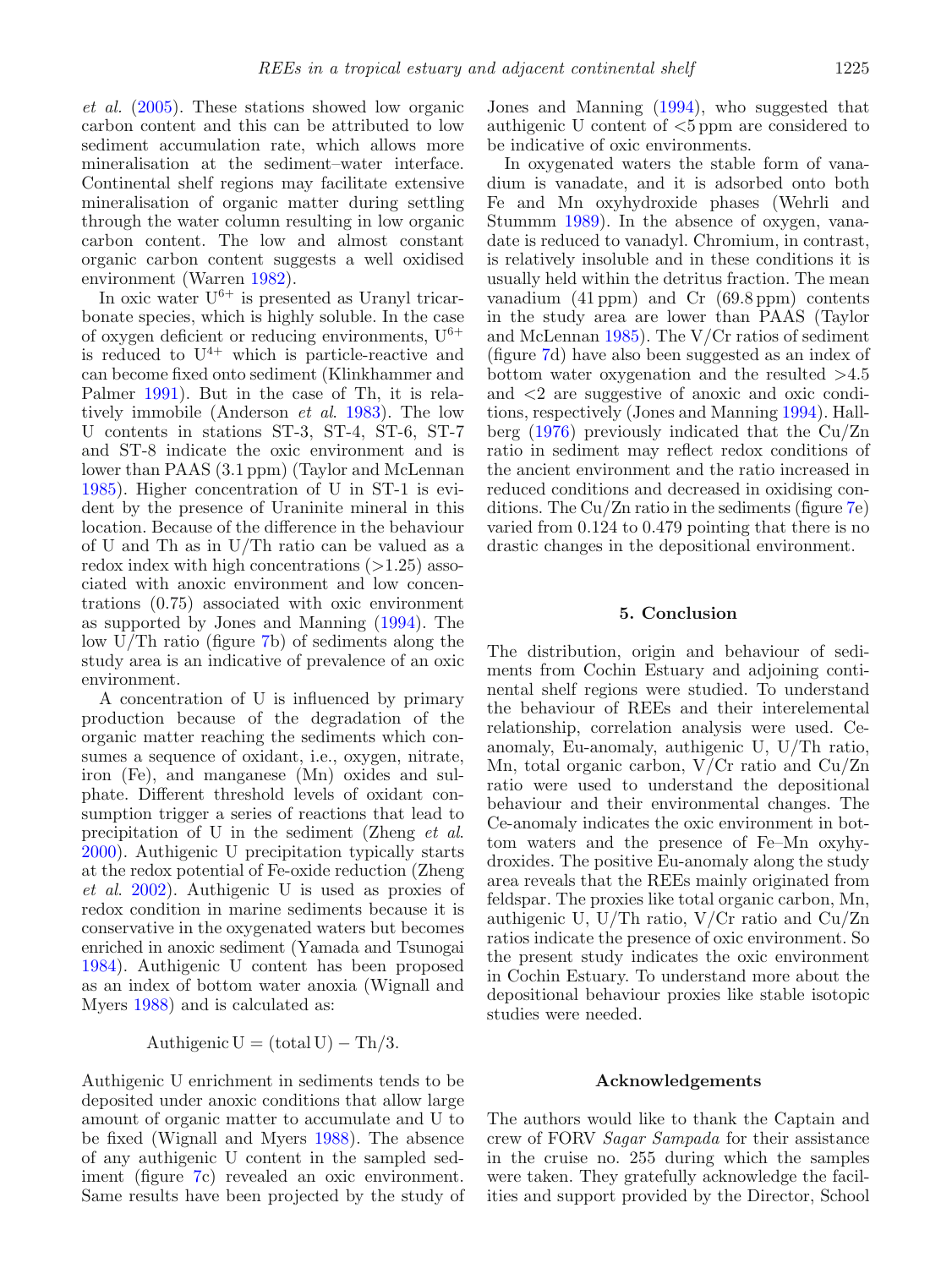*et al.* (2005). These stations showed low organic carbon content and this can be attributed to low sediment accumulation rate, which allows more mineralisation at the sediment–water interface. Continental shelf regions may facilitate extensive mineralisation of organic matter during settling through the water column resulting in low organic carbon content. The low and almost constant organic carbon content suggests a well oxidised environment (Warren 1982).

In oxic water $U^{6+}$ is presented as Uranyl tricarbonate species, which is highly soluble. In the case of oxygen deficient or reducing environments, $U^{6+}$ is reduced to $U^{4+}$ which is particle-reactive and can become fixed onto sediment (Klinkhammer and Palmer 1991). But in the case of Th, it is relatively immobile (Anderson *et al.* 1983). The low U contents in stations ST-3, ST-4, ST-6, ST-7 and ST-8 indicate the oxic environment and is lower than PAAS (3.1 ppm) (Taylor and McLennan 1985). Higher concentration of U in ST-1 is evident by the presence of Uraninite mineral in this location. Because of the difference in the behaviour of U and Th as in U/Th ratio can be valued as a redox index with high concentrations (>1.25) associated with anoxic environment and low concentrations (0.75) associated with oxic environment as supported by Jones and Manning (1994). The low U/Th ratio (figure 7b) of sediments along the study area is an indicative of prevalence of an oxic environment.

A concentration of U is influenced by primary production because of the degradation of the organic matter reaching the sediments which consumes a sequence of oxidant, i.e., oxygen, nitrate, iron (Fe), and manganese (Mn) oxides and sulphate. Different threshold levels of oxidant consumption trigger a series of reactions that lead to precipitation of U in the sediment (Zheng *et al.* 2000). Authigenic U precipitation typically starts at the redox potential of Fe-oxide reduction (Zheng *et al.* 2002). Authigenic U is used as proxies of redox condition in marine sediments because it is conservative in the oxygenated waters but becomes enriched in anoxic sediment (Yamada and Tsunogai 1984). Authigenic U content has been proposed as an index of bottom water anoxia (Wignall and Myers 1988) and is calculated as:

$$\text{Authigenic U} = (\text{total U}) - \text{Th}/3.$$

Authigenic U enrichment in sediments tends to be deposited under anoxic conditions that allow large amount of organic matter to accumulate and U to be fixed (Wignall and Myers 1988). The absence of any authigenic U content in the sampled sediment (figure 7c) revealed an oxic environment. Same results have been projected by the study of Jones and Manning (1994), who suggested that authigenic U content of <5 ppm are considered to be indicative of oxic environments.

In oxygenated waters the stable form of vanadium is vanadate, and it is adsorbed onto both Fe and Mn oxyhydroxide phases (Wehrli and Stummm 1989). In the absence of oxygen, vanadate is reduced to vanadyl. Chromium, in contrast, is relatively insoluble and in these conditions it is usually held within the detritus fraction. The mean vanadium (41 ppm) and Cr (69.8 ppm) contents in the study area are lower than PAAS (Taylor and McLennan 1985). The V/Cr ratios of sediment (figure 7d) have also been suggested as an index of bottom water oxygenation and the resulted >4.5 and <2 are suggestive of anoxic and oxic conditions, respectively (Jones and Manning 1994). Hallberg (1976) previously indicated that the Cu/Zn ratio in sediment may reflect redox conditions of the ancient environment and the ratio increased in reduced conditions and decreased in oxidising conditions. The Cu/Zn ratio in the sediments (figure 7e) varied from 0.124 to 0.479 pointing that there is no drastic changes in the depositional environment.

## 5. Conclusion

The distribution, origin and behaviour of sediments from Cochin Estuary and adjoining continental shelf regions were studied. To understand the behaviour of REEs and their interelemental relationship, correlation analysis were used. Ce-anomaly, Eu-anomaly, authigenic U, U/Th ratio, Mn, total organic carbon, V/Cr ratio and Cu/Zn ratio were used to understand the depositional behaviour and their environmental changes. The Ce-anomaly indicates the oxic environment in bottom waters and the presence of Fe–Mn oxyhydroxides. The positive Eu-anomaly along the study area reveals that the REEs mainly originated from feldspar. The proxies like total organic carbon, Mn, authigenic U, U/Th ratio, V/Cr ratio and Cu/Zn ratios indicate the presence of oxic environment. So the present study indicates the oxic environment in Cochin Estuary. To understand more about the depositional behaviour proxies like stable isotopic studies were needed.

## Acknowledgements

The authors would like to thank the Captain and crew of FORV *Sagar Sampada* for their assistance in the cruise no. 255 during which the samples were taken. They gratefully acknowledge the facilities and support provided by the Director, School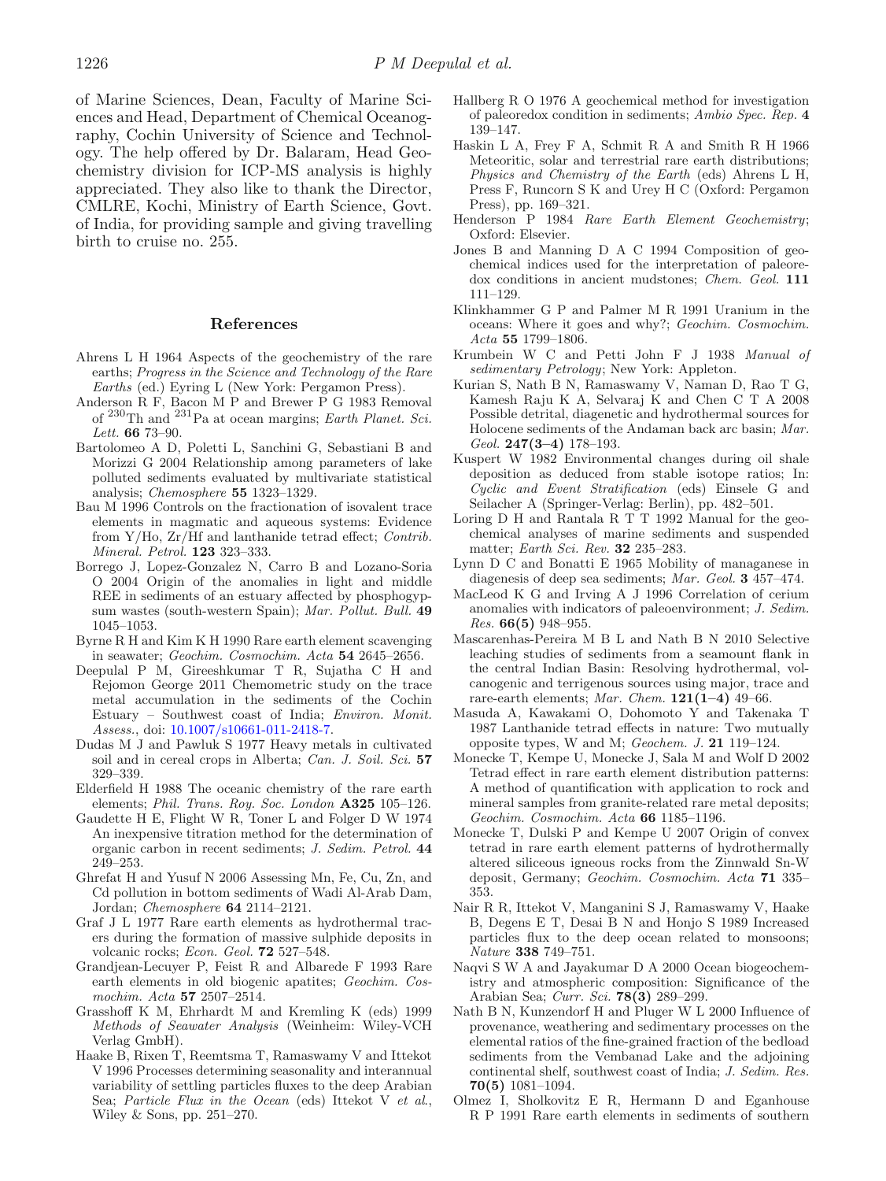of Marine Sciences, Dean, Faculty of Marine Sciences and Head, Department of Chemical Oceanography, Cochin University of Science and Technology. The help offered by Dr. Balaram, Head Geochemistry division for ICP-MS analysis is highly appreciated. They also like to thank the Director, CMLRE, Kochi, Ministry of Earth Science, Govt. of India, for providing sample and giving travelling birth to cruise no. 255.

## References

Ahrens L H 1964 Aspects of the geochemistry of the rare earths; *Progress in the Science and Technology of the Rare Earths* (ed.) Eyring L (New York: Pergamon Press).

Anderson R F, Bacon M P and Brewer P G 1983 Removal of $^{230}$Th and $^{231}$Pa at ocean margins; *Earth Planet. Sci. Lett.* **66** 73–90.

Bartolomeo A D, Poletti L, Sanchini G, Sebastiani B and Morizzi G 2004 Relationship among parameters of lake polluted sediments evaluated by multivariate statistical analysis; *Chemosphere* **55** 1323–1329.

Bau M 1996 Controls on the fractionation of isovalent trace elements in magmatic and aqueous systems: Evidence from Y/Ho, Zr/Hf and lanthanide tetrad effect; *Contrib. Mineral. Petrol.* **123** 323–333.

Borrego J, Lopez-Gonzalez N, Carro B and Lozano-Soria O 2004 Origin of the anomalies in light and middle REE in sediments of an estuary affected by phosphogypsum wastes (south-western Spain); *Mar. Pollut. Bull.* **49** 1045–1053.

Byrne R H and Kim K H 1990 Rare earth element scavenging in seawater; *Geochim. Cosmochim. Acta* **54** 2645–2656.

Deepulal P M, Gireeshkumar T R, Sujatha C H and Rejomon George 2011 Chemometric study on the trace metal accumulation in the sediments of the Cochin Estuary – Southwest coast of India; *Environ. Monit. Assess.*, doi: 10.1007/s10661-011-2418-7.

Dudas M J and Pawluk S 1977 Heavy metals in cultivated soil and in cereal crops in Alberta; *Can. J. Soil. Sci.* **57** 329–339.

Elderfield H 1988 The oceanic chemistry of the rare earth elements; *Phil. Trans. Roy. Soc. London* **A325** 105–126.

Gaudette H E, Flight W R, Toner L and Folger D W 1974 An inexpensive titration method for the determination of organic carbon in recent sediments; *J. Sedim. Petrol.* **44** 249–253.

Ghrefat H and Yusuf N 2006 Assessing Mn, Fe, Cu, Zn, and Cd pollution in bottom sediments of Wadi Al-Arab Dam, Jordan; *Chemosphere* **64** 2114–2121.

Graf J L 1977 Rare earth elements as hydrothermal tracers during the formation of massive sulphide deposits in volcanic rocks; *Econ. Geol.* **72** 527–548.

Grandjean-Lecuyer P, Feist R and Albarede F 1993 Rare earth elements in old biogenic apatites; *Geochim. Cosmochim. Acta* **57** 2507–2514.

Grasshoff K M, Ehrhardt M and Kremling K (eds) 1999 *Methods of Seawater Analysis* (Weinheim: Wiley-VCH Verlag GmbH).

Haake B, Rixen T, Reemtsma T, Ramaswamy V and Ittekot V 1996 Processes determining seasonality and interannual variability of settling particles fluxes to the deep Arabian Sea; *Particle Flux in the Ocean* (eds) Ittekot V *et al.*, Wiley & Sons, pp. 251–270.

Hallberg R O 1976 A geochemical method for investigation of paleoredox condition in sediments; *Ambio Spec. Rep.* **4** 139–147.

Haskin L A, Frey F A, Schmit R A and Smith R H 1966 Meteoritic, solar and terrestrial rare earth distributions; *Physics and Chemistry of the Earth* (eds) Ahrens L H, Press F, Runcorn S K and Urey H C (Oxford: Pergamon Press), pp. 169–321.

Henderson P 1984 *Rare Earth Element Geochemistry*; Oxford: Elsevier.

Jones B and Manning D A C 1994 Composition of geochemical indices used for the interpretation of paleoredox conditions in ancient mudstones; *Chem. Geol.* **111** 111–129.

Klinkhammer G P and Palmer M R 1991 Uranium in the oceans: Where it goes and why?; *Geochim. Cosmochim. Acta* **55** 1799–1806.

Krumbein W C and Petti John F J 1938 *Manual of sedimentary Petrology*; New York: Appleton.

Kurian S, Nath B N, Ramaswamy V, Naman D, Rao T G, Kamesh Raju K A, Selvaraj K and Chen C T A 2008 Possible detrital, diagenetic and hydrothermal sources for Holocene sediments of the Andaman back arc basin; *Mar. Geol.* **247(3–4)** 178–193.

Kuspert W 1982 Environmental changes during oil shale deposition as deduced from stable isotope ratios; In: *Cyclic and Event Stratification* (eds) Einsele G and Seilacher A (Springer-Verlag: Berlin), pp. 482–501.

Loring D H and Rantala R T T 1992 Manual for the geochemical analyses of marine sediments and suspended matter; *Earth Sci. Rev.* **32** 235–283.

Lynn D C and Bonatti E 1965 Mobility of managanese in diagenesis of deep sea sediments; *Mar. Geol.* **3** 457–474.

MacLeod K G and Irving A J 1996 Correlation of cerium anomalies with indicators of paleoenvironment; *J. Sedim. Res.* **66(5)** 948–955.

Mascarenhas-Pereira M B L and Nath B N 2010 Selective leaching studies of sediments from a seamount flank in the central Indian Basin: Resolving hydrothermal, volcanogenic and terrigenous sources using major, trace and rare-earth elements; *Mar. Chem.* **121(1–4)** 49–66.

Masuda A, Kawakami O, Dohomoto Y and Takenaka T 1987 Lanthanide tetrad effects in nature: Two mutually opposite types, W and M; *Geochem. J.* **21** 119–124.

Monecke T, Kempe U, Monecke J, Sala M and Wolf D 2002 Tetrad effect in rare earth element distribution patterns: A method of quantification with application to rock and mineral samples from granite-related rare metal deposits; *Geochim. Cosmochim. Acta* **66** 1185–1196.

Monecke T, Dulski P and Kempe U 2007 Origin of convex tetrad in rare earth element patterns of hydrothermally altered siliceous igneous rocks from the Zinnwald Sn-W deposit, Germany; *Geochim. Cosmochim. Acta* **71** 335–353.

Nair R R, Ittekot V, Manganini S J, Ramaswamy V, Haake B, Degens E T, Desai B N and Honjo S 1989 Increased particles flux to the deep ocean related to monsoons; *Nature* **338** 749–751.

Naqvi S W A and Jayakumar D A 2000 Ocean biogeochemistry and atmospheric composition: Significance of the Arabian Sea; *Curr. Sci.* **78(3)** 289–299.

Nath B N, Kunzendorf H and Pluger W L 2000 Influence of provenance, weathering and sedimentary processes on the elemental ratios of the fine-grained fraction of the bedload sediments from the Vembanad Lake and the adjoining continental shelf, southwest coast of India; *J. Sedim. Res.* **70(5)** 1081–1094.

Olmez I, Sholkovitz E R, Hermann D and Eganhouse R P 1991 Rare earth elements in sediments of southern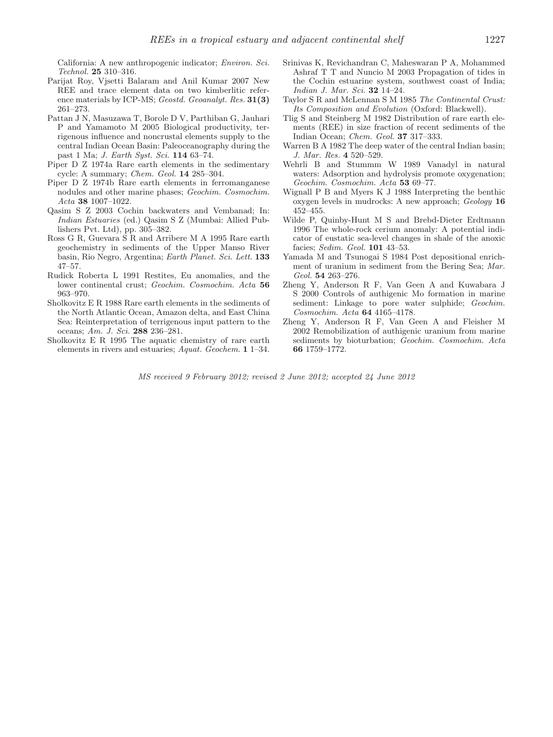California: A new anthropogenic indicator; *Environ. Sci. Technol.* **25** 310–316.

Parijat Roy, Vjsetti Balaram and Anil Kumar 2007 New REE and trace element data on two kimberlitic reference materials by ICP-MS; *Geostd. Geoanalyt. Res.* **31(3)** 261–273.

Pattan J N, Masuzawa T, Borole D V, Parthiban G, Jauhari P and Yamamoto M 2005 Biological productivity, terrigenous influence and noncrustal elements supply to the central Indian Ocean Basin: Paleoceanography during the past 1 Ma; *J. Earth Syst. Sci.* **114** 63–74.

Piper D Z 1974a Rare earth elements in the sedimentary cycle: A summary; *Chem. Geol.* **14** 285–304.

Piper D Z 1974b Rare earth elements in ferromanganese nodules and other marine phases; *Geochim. Cosmochim. Acta* **38** 1007–1022.

Qasim S Z 2003 Cochin backwaters and Vembanad; In: *Indian Estuaries* (ed.) Qasim S Z (Mumbai: Allied Publishers Pvt. Ltd), pp. 305–382.

Ross G R, Guevara S R and Arribere M A 1995 Rare earth geochemistry in sediments of the Upper Manso River basin, Rio Negro, Argentina; *Earth Planet. Sci. Lett.* **133** 47–57.

Rudick Roberta L 1991 Restites, Eu anomalies, and the lower continental crust; *Geochim. Cosmochim. Acta* **56** 963–970.

Sholkovitz E R 1988 Rare earth elements in the sediments of the North Atlantic Ocean, Amazon delta, and East China Sea: Reinterpretation of terrigenous input pattern to the oceans; *Am. J. Sci.* **288** 236–281.

Sholkovitz E R 1995 The aquatic chemistry of rare earth elements in rivers and estuaries; *Aquat. Geochem.* **1** 1–34.

Srinivas K, Revichandran C, Maheswaran P A, Mohammed Ashraf T T and Nuncio M 2003 Propagation of tides in the Cochin estuarine system, southwest coast of India; *Indian J. Mar. Sci.* **32** 14–24.

Taylor S R and McLennan S M 1985 *The Continental Crust: Its Composition and Evolution* (Oxford: Blackwell).

Tlig S and Steinberg M 1982 Distribution of rare earth elements (REE) in size fraction of recent sediments of the Indian Ocean; *Chem. Geol.* **37** 317–333.

Warren B A 1982 The deep water of the central Indian basin; *J. Mar. Res.* **4** 520–529.

Wehrli B and Stummm W 1989 Vanadyl in natural waters: Adsorption and hydrolysis promote oxygenation; *Geochim. Cosmochim. Acta* **53** 69–77.

Wignall P B and Myers K J 1988 Interpreting the benthic oxygen levels in mudrocks: A new approach; *Geology* **16** 452–455.

Wilde P, Quinby-Hunt M S and Brebd-Dieter Erdtmann 1996 The whole-rock cerium anomaly: A potential indicator of eustatic sea-level changes in shale of the anoxic facies; *Sedim. Geol.* **101** 43–53.

Yamada M and Tsunogai S 1984 Post depositional enrichment of uranium in sediment from the Bering Sea; *Mar. Geol.* **54** 263–276.

Zheng Y, Anderson R F, Van Geen A and Kuwabara J S 2000 Controls of authigenic Mo formation in marine sediment: Linkage to pore water sulphide; *Geochim. Cosmochim. Acta* **64** 4165–4178.

Zheng Y, Anderson R F, Van Geen A and Fleisher M 2002 Remobilization of authigenic uranium from marine sediments by bioturbation; *Geochim. Cosmochim. Acta* **66** 1759–1772.

*MS received 9 February 2012; revised 2 June 2012; accepted 24 June 2012*